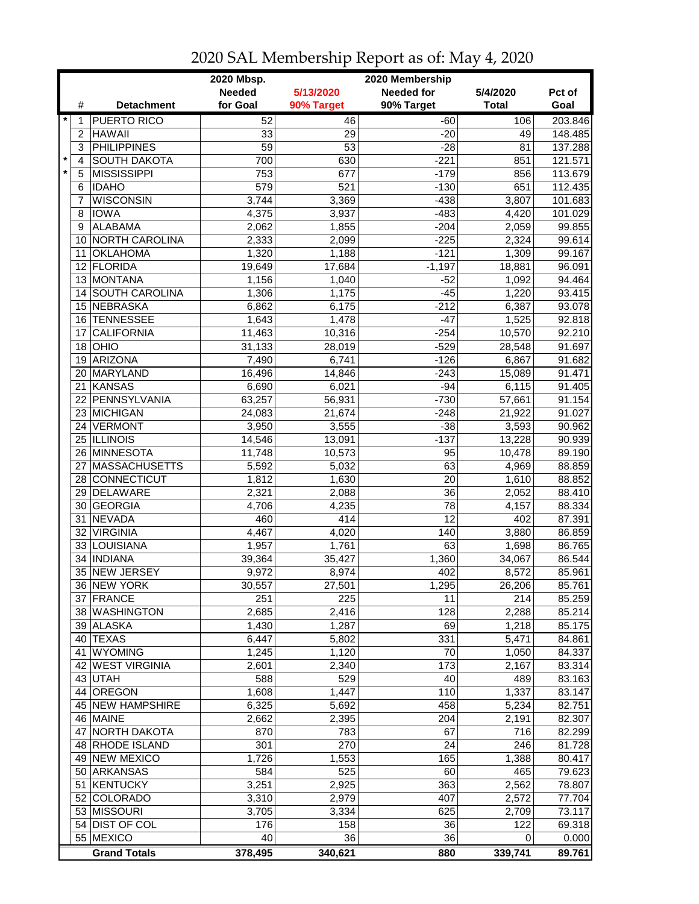# 2020 SAL Membership Report as of: May 4, 2020

| | # | Detachment | 2020 Mbsp. Needed for Goal | 5/13/2020 90% Target | 2020 Membership Needed for 90% Target | 5/4/2020 Total | Pct of Goal |
|---|---|---|---|---|---|---|---|
| * | 1 | PUERTO RICO | 52 | 46 | -60 | 106 | 203.846 |
| | 2 | HAWAII | 33 | 29 | -20 | 49 | 148.485 |
| | 3 | PHILIPPINES | 59 | 53 | -28 | 81 | 137.288 |
| * | 4 | SOUTH DAKOTA | 700 | 630 | -221 | 851 | 121.571 |
| * | 5 | MISSISSIPPI | 753 | 677 | -179 | 856 | 113.679 |
| | 6 | IDAHO | 579 | 521 | -130 | 651 | 112.435 |
| | 7 | WISCONSIN | 3,744 | 3,369 | -438 | 3,807 | 101.683 |
| | 8 | IOWA | 4,375 | 3,937 | -483 | 4,420 | 101.029 |
| | 9 | ALABAMA | 2,062 | 1,855 | -204 | 2,059 | 99.855 |
| | 10 | NORTH CAROLINA | 2,333 | 2,099 | -225 | 2,324 | 99.614 |
| | 11 | OKLAHOMA | 1,320 | 1,188 | -121 | 1,309 | 99.167 |
| | 12 | FLORIDA | 19,649 | 17,684 | -1,197 | 18,881 | 96.091 |
| | 13 | MONTANA | 1,156 | 1,040 | -52 | 1,092 | 94.464 |
| | 14 | SOUTH CAROLINA | 1,306 | 1,175 | -45 | 1,220 | 93.415 |
| | 15 | NEBRASKA | 6,862 | 6,175 | -212 | 6,387 | 93.078 |
| | 16 | TENNESSEE | 1,643 | 1,478 | -47 | 1,525 | 92.818 |
| | 17 | CALIFORNIA | 11,463 | 10,316 | -254 | 10,570 | 92.210 |
| | 18 | OHIO | 31,133 | 28,019 | -529 | 28,548 | 91.697 |
| | 19 | ARIZONA | 7,490 | 6,741 | -126 | 6,867 | 91.682 |
| | 20 | MARYLAND | 16,496 | 14,846 | -243 | 15,089 | 91.471 |
| | 21 | KANSAS | 6,690 | 6,021 | -94 | 6,115 | 91.405 |
| | 22 | PENNSYLVANIA | 63,257 | 56,931 | -730 | 57,661 | 91.154 |
| | 23 | MICHIGAN | 24,083 | 21,674 | -248 | 21,922 | 91.027 |
| | 24 | VERMONT | 3,950 | 3,555 | -38 | 3,593 | 90.962 |
| | 25 | ILLINOIS | 14,546 | 13,091 | -137 | 13,228 | 90.939 |
| | 26 | MINNESOTA | 11,748 | 10,573 | 95 | 10,478 | 89.190 |
| | 27 | MASSACHUSETTS | 5,592 | 5,032 | 63 | 4,969 | 88.859 |
| | 28 | CONNECTICUT | 1,812 | 1,630 | 20 | 1,610 | 88.852 |
| | 29 | DELAWARE | 2,321 | 2,088 | 36 | 2,052 | 88.410 |
| | 30 | GEORGIA | 4,706 | 4,235 | 78 | 4,157 | 88.334 |
| | 31 | NEVADA | 460 | 414 | 12 | 402 | 87.391 |
| | 32 | VIRGINIA | 4,467 | 4,020 | 140 | 3,880 | 86.859 |
| | 33 | LOUISIANA | 1,957 | 1,761 | 63 | 1,698 | 86.765 |
| | 34 | INDIANA | 39,364 | 35,427 | 1,360 | 34,067 | 86.544 |
| | 35 | NEW JERSEY | 9,972 | 8,974 | 402 | 8,572 | 85.961 |
| | 36 | NEW YORK | 30,557 | 27,501 | 1,295 | 26,206 | 85.761 |
| | 37 | FRANCE | 251 | 225 | 11 | 214 | 85.259 |
| | 38 | WASHINGTON | 2,685 | 2,416 | 128 | 2,288 | 85.214 |
| | 39 | ALASKA | 1,430 | 1,287 | 69 | 1,218 | 85.175 |
| | 40 | TEXAS | 6,447 | 5,802 | 331 | 5,471 | 84.861 |
| | 41 | WYOMING | 1,245 | 1,120 | 70 | 1,050 | 84.337 |
| | 42 | WEST VIRGINIA | 2,601 | 2,340 | 173 | 2,167 | 83.314 |
| | 43 | UTAH | 588 | 529 | 40 | 489 | 83.163 |
| | 44 | OREGON | 1,608 | 1,447 | 110 | 1,337 | 83.147 |
| | 45 | NEW HAMPSHIRE | 6,325 | 5,692 | 458 | 5,234 | 82.751 |
| | 46 | MAINE | 2,662 | 2,395 | 204 | 2,191 | 82.307 |
| | 47 | NORTH DAKOTA | 870 | 783 | 67 | 716 | 82.299 |
| | 48 | RHODE ISLAND | 301 | 270 | 24 | 246 | 81.728 |
| | 49 | NEW MEXICO | 1,726 | 1,553 | 165 | 1,388 | 80.417 |
| | 50 | ARKANSAS | 584 | 525 | 60 | 465 | 79.623 |
| | 51 | KENTUCKY | 3,251 | 2,925 | 363 | 2,562 | 78.807 |
| | 52 | COLORADO | 3,310 | 2,979 | 407 | 2,572 | 77.704 |
| | 53 | MISSOURI | 3,705 | 3,334 | 625 | 2,709 | 73.117 |
| | 54 | DIST OF COL | 176 | 158 | 36 | 122 | 69.318 |
| | 55 | MEXICO | 40 | 36 | 36 | 0 | 0.000 |
| | | **Grand Totals** | **378,495** | **340,621** | **880** | **339,741** | **89.761** |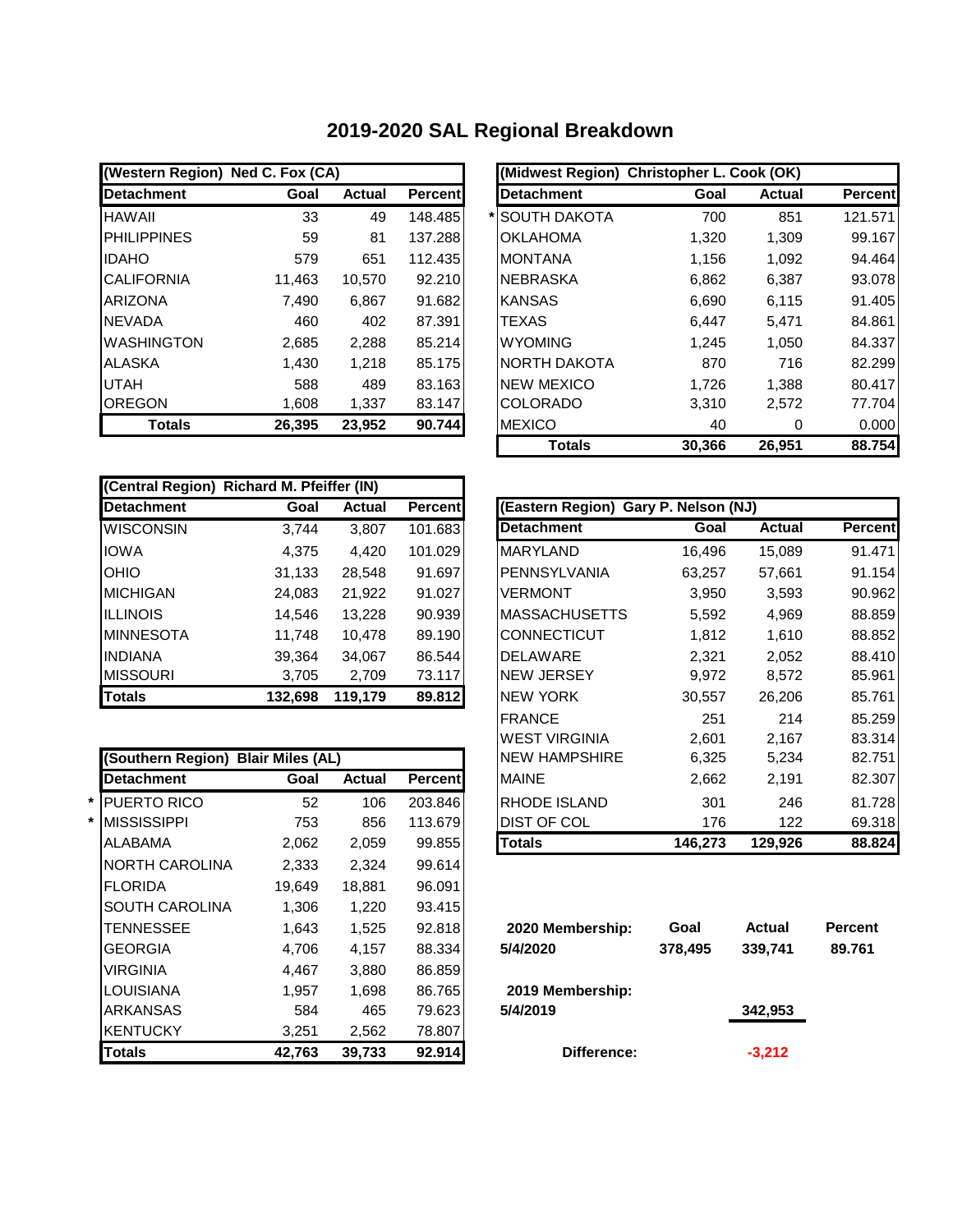# 2019-2020 SAL Regional Breakdown

| (Western Region) Ned C. Fox (CA) | | | |
|---|---|---|---|
| **Detachment** | **Goal** | **Actual** | **Percent** |
| HAWAII | 33 | 49 | 148.485 |
| PHILIPPINES | 59 | 81 | 137.288 |
| IDAHO | 579 | 651 | 112.435 |
| CALIFORNIA | 11,463 | 10,570 | 92.210 |
| ARIZONA | 7,490 | 6,867 | 91.682 |
| NEVADA | 460 | 402 | 87.391 |
| WASHINGTON | 2,685 | 2,288 | 85.214 |
| ALASKA | 1,430 | 1,218 | 85.175 |
| UTAH | 588 | 489 | 83.163 |
| OREGON | 1,608 | 1,337 | 83.147 |
| **Totals** | **26,395** | **23,952** | **90.744** |

| (Midwest Region) Christopher L. Cook (OK) | | | |
|---|---|---|---|
| **Detachment** | **Goal** | **Actual** | **Percent** |
| * SOUTH DAKOTA | 700 | 851 | 121.571 |
| OKLAHOMA | 1,320 | 1,309 | 99.167 |
| MONTANA | 1,156 | 1,092 | 94.464 |
| NEBRASKA | 6,862 | 6,387 | 93.078 |
| KANSAS | 6,690 | 6,115 | 91.405 |
| TEXAS | 6,447 | 5,471 | 84.861 |
| WYOMING | 1,245 | 1,050 | 84.337 |
| NORTH DAKOTA | 870 | 716 | 82.299 |
| NEW MEXICO | 1,726 | 1,388 | 80.417 |
| COLORADO | 3,310 | 2,572 | 77.704 |
| MEXICO | 40 | 0 | 0.000 |
| **Totals** | **30,366** | **26,951** | **88.754** |

| (Central Region) Richard M. Pfeiffer (IN) | | | |
|---|---|---|---|
| **Detachment** | **Goal** | **Actual** | **Percent** |
| WISCONSIN | 3,744 | 3,807 | 101.683 |
| IOWA | 4,375 | 4,420 | 101.029 |
| OHIO | 31,133 | 28,548 | 91.697 |
| MICHIGAN | 24,083 | 21,922 | 91.027 |
| ILLINOIS | 14,546 | 13,228 | 90.939 |
| MINNESOTA | 11,748 | 10,478 | 89.190 |
| INDIANA | 39,364 | 34,067 | 86.544 |
| MISSOURI | 3,705 | 2,709 | 73.117 |
| **Totals** | **132,698** | **119,179** | **89.812** |

| (Eastern Region) Gary P. Nelson (NJ) | | | |
|---|---|---|---|
| **Detachment** | **Goal** | **Actual** | **Percent** |
| MARYLAND | 16,496 | 15,089 | 91.471 |
| PENNSYLVANIA | 63,257 | 57,661 | 91.154 |
| VERMONT | 3,950 | 3,593 | 90.962 |
| MASSACHUSETTS | 5,592 | 4,969 | 88.859 |
| CONNECTICUT | 1,812 | 1,610 | 88.852 |
| DELAWARE | 2,321 | 2,052 | 88.410 |
| NEW JERSEY | 9,972 | 8,572 | 85.961 |
| NEW YORK | 30,557 | 26,206 | 85.761 |
| FRANCE | 251 | 214 | 85.259 |
| WEST VIRGINIA | 2,601 | 2,167 | 83.314 |
| NEW HAMPSHIRE | 6,325 | 5,234 | 82.751 |
| MAINE | 2,662 | 2,191 | 82.307 |
| RHODE ISLAND | 301 | 246 | 81.728 |
| DIST OF COL | 176 | 122 | 69.318 |
| **Totals** | **146,273** | **129,926** | **88.824** |

| (Southern Region) Blair Miles (AL) | | | |
|---|---|---|---|
| **Detachment** | **Goal** | **Actual** | **Percent** |
| * PUERTO RICO | 52 | 106 | 203.846 |
| * MISSISSIPPI | 753 | 856 | 113.679 |
| ALABAMA | 2,062 | 2,059 | 99.855 |
| NORTH CAROLINA | 2,333 | 2,324 | 99.614 |
| FLORIDA | 19,649 | 18,881 | 96.091 |
| SOUTH CAROLINA | 1,306 | 1,220 | 93.415 |
| TENNESSEE | 1,643 | 1,525 | 92.818 |
| GEORGIA | 4,706 | 4,157 | 88.334 |
| VIRGINIA | 4,467 | 3,880 | 86.859 |
| LOUISIANA | 1,957 | 1,698 | 86.765 |
| ARKANSAS | 584 | 465 | 79.623 |
| KENTUCKY | 3,251 | 2,562 | 78.807 |
| **Totals** | **42,763** | **39,733** | **92.914** |

| **2020 Membership:** | **Goal** | **Actual** | **Percent** |
|---|---|---|---|
| **5/4/2020** | **378,495** | **339,741** | **89.761** |
| **2019 Membership:** | | | |
| **5/4/2019** | | **342,953** | |
| **Difference:** | | **-3,212** | |